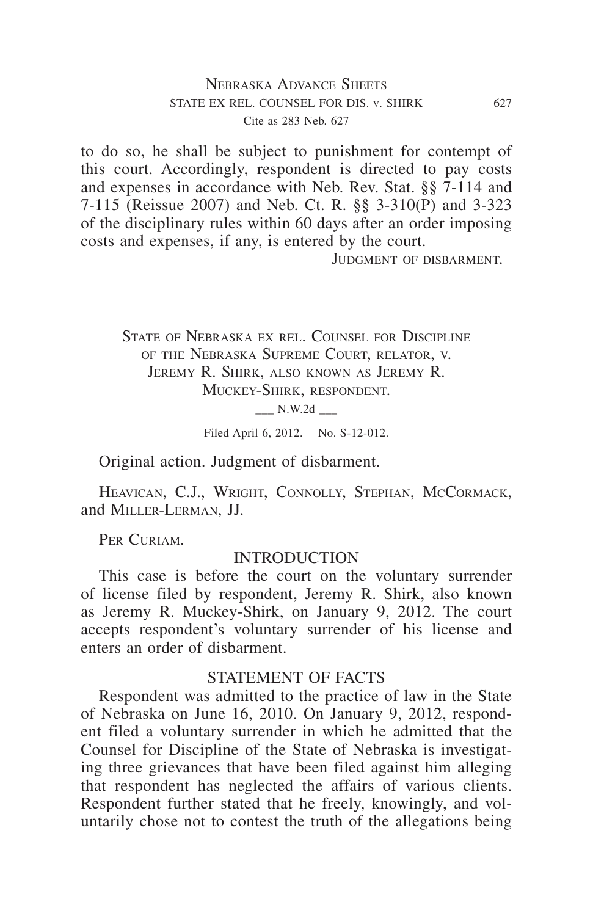to do so, he shall be subject to punishment for contempt of this court. Accordingly, respondent is directed to pay costs and expenses in accordance with Neb. Rev. Stat. §§ 7-114 and 7-115 (Reissue 2007) and Neb. Ct. R. §§ 3-310(P) and 3-323 of the disciplinary rules within 60 days after an order imposing costs and expenses, if any, is entered by the court.

Judgment of disbarment.

---

State of Nebraska ex rel. Counsel for Discipline of the Nebraska Supreme Court, relator, v. Jeremy R. Shirk, also known as Jeremy R. Muckey-Shirk, respondent.

___ N.W.2d ___

Filed April 6, 2012. No. S-12-012.

Original action. Judgment of disbarment.

Heavican, C.J., Wright, Connolly, Stephan, McCormack, and Miller-Lerman, JJ.

Per Curiam.

## INTRODUCTION

This case is before the court on the voluntary surrender of license filed by respondent, Jeremy R. Shirk, also known as Jeremy R. Muckey-Shirk, on January 9, 2012. The court accepts respondent's voluntary surrender of his license and enters an order of disbarment.

## STATEMENT OF FACTS

Respondent was admitted to the practice of law in the State of Nebraska on June 16, 2010. On January 9, 2012, respondent filed a voluntary surrender in which he admitted that the Counsel for Discipline of the State of Nebraska is investigating three grievances that have been filed against him alleging that respondent has neglected the affairs of various clients. Respondent further stated that he freely, knowingly, and voluntarily chose not to contest the truth of the allegations being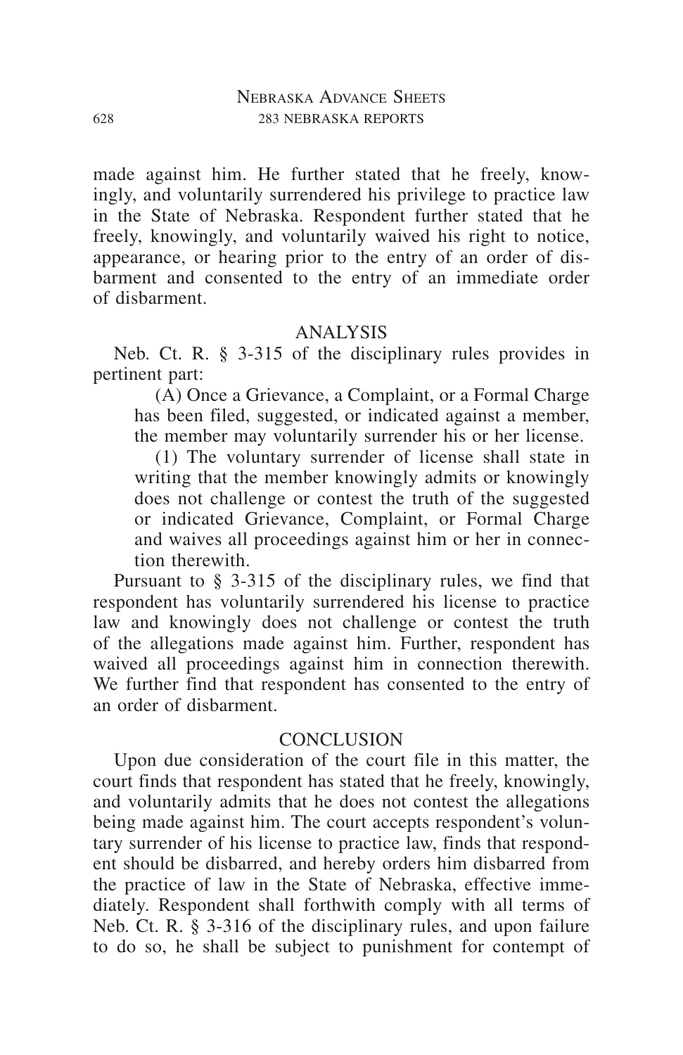made against him. He further stated that he freely, knowingly, and voluntarily surrendered his privilege to practice law in the State of Nebraska. Respondent further stated that he freely, knowingly, and voluntarily waived his right to notice, appearance, or hearing prior to the entry of an order of disbarment and consented to the entry of an immediate order of disbarment.

## ANALYSIS

Neb. Ct. R. § 3-315 of the disciplinary rules provides in pertinent part:

> (A) Once a Grievance, a Complaint, or a Formal Charge has been filed, suggested, or indicated against a member, the member may voluntarily surrender his or her license.
>
> (1) The voluntary surrender of license shall state in writing that the member knowingly admits or knowingly does not challenge or contest the truth of the suggested or indicated Grievance, Complaint, or Formal Charge and waives all proceedings against him or her in connection therewith.

Pursuant to § 3-315 of the disciplinary rules, we find that respondent has voluntarily surrendered his license to practice law and knowingly does not challenge or contest the truth of the allegations made against him. Further, respondent has waived all proceedings against him in connection therewith. We further find that respondent has consented to the entry of an order of disbarment.

## CONCLUSION

Upon due consideration of the court file in this matter, the court finds that respondent has stated that he freely, knowingly, and voluntarily admits that he does not contest the allegations being made against him. The court accepts respondent's voluntary surrender of his license to practice law, finds that respondent should be disbarred, and hereby orders him disbarred from the practice of law in the State of Nebraska, effective immediately. Respondent shall forthwith comply with all terms of Neb. Ct. R. § 3-316 of the disciplinary rules, and upon failure to do so, he shall be subject to punishment for contempt of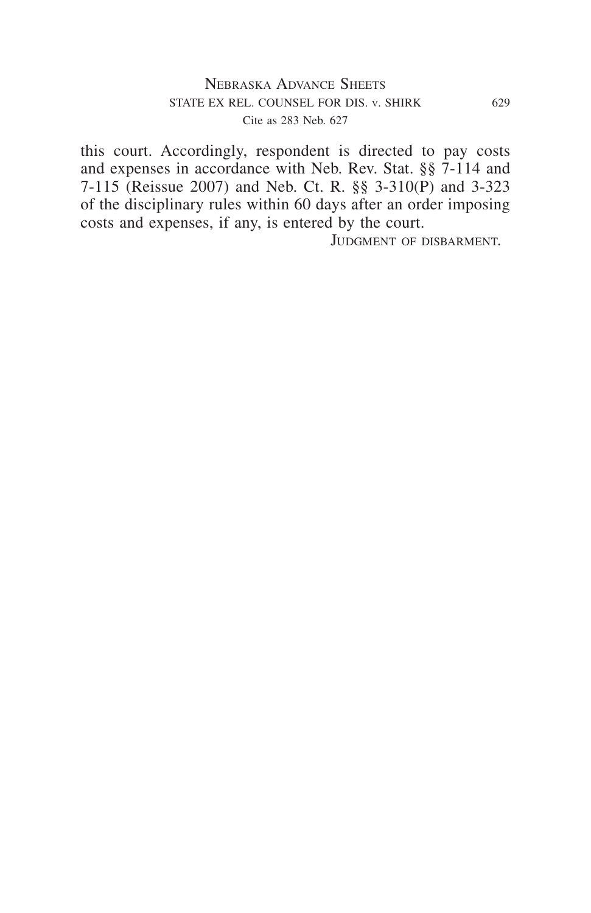this court. Accordingly, respondent is directed to pay costs and expenses in accordance with Neb. Rev. Stat. §§ 7-114 and 7-115 (Reissue 2007) and Neb. Ct. R. §§ 3-310(P) and 3-323 of the disciplinary rules within 60 days after an order imposing costs and expenses, if any, is entered by the court.

Judgment of disbarment.